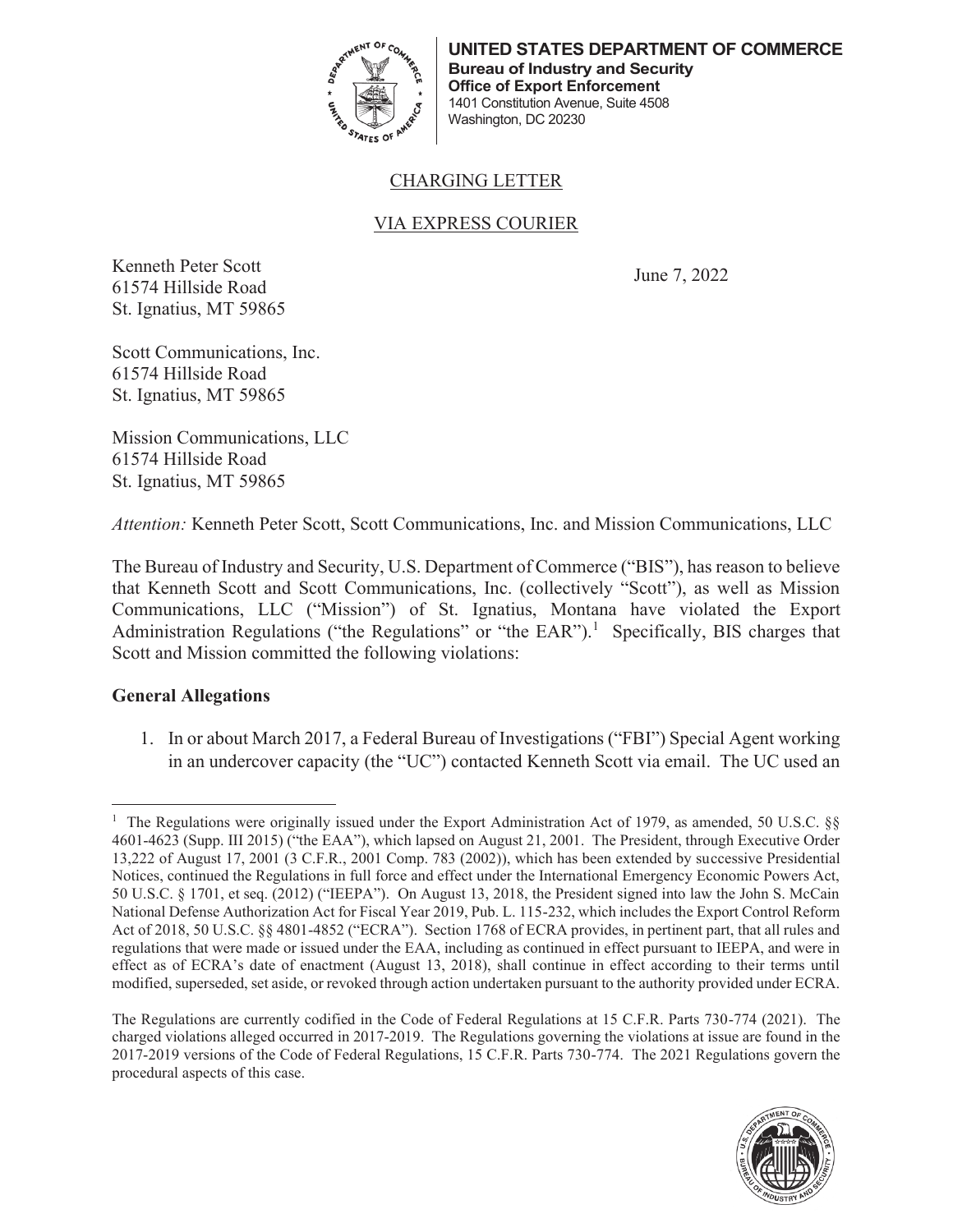**UNITED STATES DEPARTMENT OF COMMERCE**
**Bureau of Industry and Security**
**Office of Export Enforcement**
1401 Constitution Avenue, Suite 4508
Washington, DC 20230

CHARGING LETTER

VIA EXPRESS COURIER

Kenneth Peter Scott
61574 Hillside Road
St. Ignatius, MT 59865

June 7, 2022

Scott Communications, Inc.
61574 Hillside Road
St. Ignatius, MT 59865

Mission Communications, LLC
61574 Hillside Road
St. Ignatius, MT 59865

*Attention:* Kenneth Peter Scott, Scott Communications, Inc. and Mission Communications, LLC

The Bureau of Industry and Security, U.S. Department of Commerce ("BIS"), has reason to believe that Kenneth Scott and Scott Communications, Inc. (collectively "Scott"), as well as Mission Communications, LLC ("Mission") of St. Ignatius, Montana have violated the Export Administration Regulations ("the Regulations" or "the EAR").[1] Specifically, BIS charges that Scott and Mission committed the following violations:

**General Allegations**

1. In or about March 2017, a Federal Bureau of Investigations ("FBI") Special Agent working in an undercover capacity (the "UC") contacted Kenneth Scott via email. The UC used an

[1] The Regulations were originally issued under the Export Administration Act of 1979, as amended, 50 U.S.C. §§ 4601-4623 (Supp. III 2015) ("the EAA"), which lapsed on August 21, 2001. The President, through Executive Order 13,222 of August 17, 2001 (3 C.F.R., 2001 Comp. 783 (2002)), which has been extended by successive Presidential Notices, continued the Regulations in full force and effect under the International Emergency Economic Powers Act, 50 U.S.C. § 1701, et seq. (2012) ("IEEPA"). On August 13, 2018, the President signed into law the John S. McCain National Defense Authorization Act for Fiscal Year 2019, Pub. L. 115-232, which includes the Export Control Reform Act of 2018, 50 U.S.C. §§ 4801-4852 ("ECRA"). Section 1768 of ECRA provides, in pertinent part, that all rules and regulations that were made or issued under the EAA, including as continued in effect pursuant to IEEPA, and were in effect as of ECRA's date of enactment (August 13, 2018), shall continue in effect according to their terms until modified, superseded, set aside, or revoked through action undertaken pursuant to the authority provided under ECRA.

The Regulations are currently codified in the Code of Federal Regulations at 15 C.F.R. Parts 730-774 (2021). The charged violations alleged occurred in 2017-2019. The Regulations governing the violations at issue are found in the 2017-2019 versions of the Code of Federal Regulations, 15 C.F.R. Parts 730-774. The 2021 Regulations govern the procedural aspects of this case.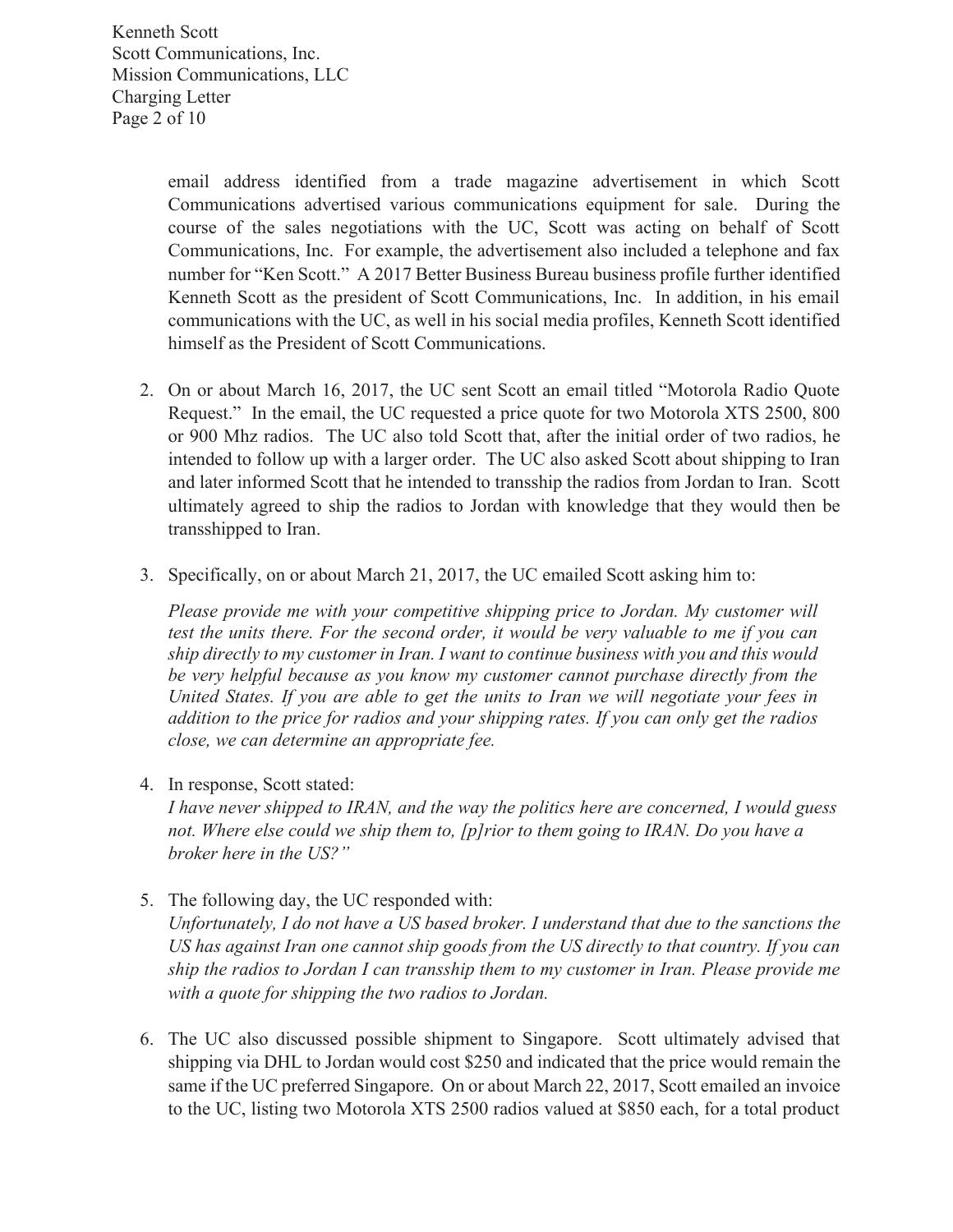email address identified from a trade magazine advertisement in which Scott Communications advertised various communications equipment for sale. During the course of the sales negotiations with the UC, Scott was acting on behalf of Scott Communications, Inc. For example, the advertisement also included a telephone and fax number for "Ken Scott." A 2017 Better Business Bureau business profile further identified Kenneth Scott as the president of Scott Communications, Inc. In addition, in his email communications with the UC, as well in his social media profiles, Kenneth Scott identified himself as the President of Scott Communications.

2. On or about March 16, 2017, the UC sent Scott an email titled "Motorola Radio Quote Request." In the email, the UC requested a price quote for two Motorola XTS 2500, 800 or 900 Mhz radios. The UC also told Scott that, after the initial order of two radios, he intended to follow up with a larger order. The UC also asked Scott about shipping to Iran and later informed Scott that he intended to transship the radios from Jordan to Iran. Scott ultimately agreed to ship the radios to Jordan with knowledge that they would then be transshipped to Iran.

3. Specifically, on or about March 21, 2017, the UC emailed Scott asking him to:

   *Please provide me with your competitive shipping price to Jordan. My customer will test the units there. For the second order, it would be very valuable to me if you can ship directly to my customer in Iran. I want to continue business with you and this would be very helpful because as you know my customer cannot purchase directly from the United States. If you are able to get the units to Iran we will negotiate your fees in addition to the price for radios and your shipping rates. If you can only get the radios close, we can determine an appropriate fee.*

4. In response, Scott stated:
   *I have never shipped to IRAN, and the way the politics here are concerned, I would guess not. Where else could we ship them to, [p]rior to them going to IRAN. Do you have a broker here in the US?"*

5. The following day, the UC responded with:
   *Unfortunately, I do not have a US based broker. I understand that due to the sanctions the US has against Iran one cannot ship goods from the US directly to that country. If you can ship the radios to Jordan I can transship them to my customer in Iran. Please provide me with a quote for shipping the two radios to Jordan.*

6. The UC also discussed possible shipment to Singapore. Scott ultimately advised that shipping via DHL to Jordan would cost $250 and indicated that the price would remain the same if the UC preferred Singapore. On or about March 22, 2017, Scott emailed an invoice to the UC, listing two Motorola XTS 2500 radios valued at $850 each, for a total product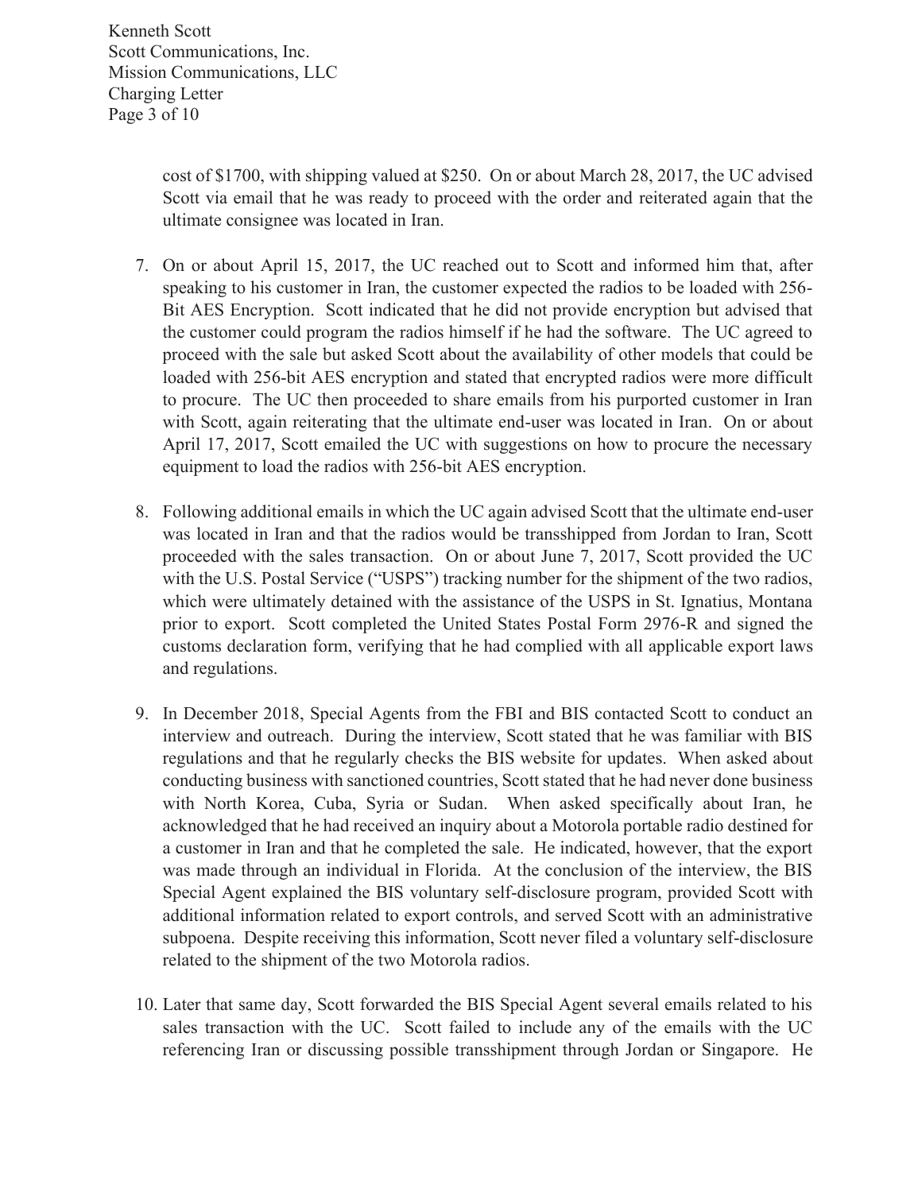cost of $1700, with shipping valued at $250. On or about March 28, 2017, the UC advised Scott via email that he was ready to proceed with the order and reiterated again that the ultimate consignee was located in Iran.

7. On or about April 15, 2017, the UC reached out to Scott and informed him that, after speaking to his customer in Iran, the customer expected the radios to be loaded with 256-Bit AES Encryption. Scott indicated that he did not provide encryption but advised that the customer could program the radios himself if he had the software. The UC agreed to proceed with the sale but asked Scott about the availability of other models that could be loaded with 256-bit AES encryption and stated that encrypted radios were more difficult to procure. The UC then proceeded to share emails from his purported customer in Iran with Scott, again reiterating that the ultimate end-user was located in Iran. On or about April 17, 2017, Scott emailed the UC with suggestions on how to procure the necessary equipment to load the radios with 256-bit AES encryption.

8. Following additional emails in which the UC again advised Scott that the ultimate end-user was located in Iran and that the radios would be transshipped from Jordan to Iran, Scott proceeded with the sales transaction. On or about June 7, 2017, Scott provided the UC with the U.S. Postal Service ("USPS") tracking number for the shipment of the two radios, which were ultimately detained with the assistance of the USPS in St. Ignatius, Montana prior to export. Scott completed the United States Postal Form 2976-R and signed the customs declaration form, verifying that he had complied with all applicable export laws and regulations.

9. In December 2018, Special Agents from the FBI and BIS contacted Scott to conduct an interview and outreach. During the interview, Scott stated that he was familiar with BIS regulations and that he regularly checks the BIS website for updates. When asked about conducting business with sanctioned countries, Scott stated that he had never done business with North Korea, Cuba, Syria or Sudan. When asked specifically about Iran, he acknowledged that he had received an inquiry about a Motorola portable radio destined for a customer in Iran and that he completed the sale. He indicated, however, that the export was made through an individual in Florida. At the conclusion of the interview, the BIS Special Agent explained the BIS voluntary self-disclosure program, provided Scott with additional information related to export controls, and served Scott with an administrative subpoena. Despite receiving this information, Scott never filed a voluntary self-disclosure related to the shipment of the two Motorola radios.

10. Later that same day, Scott forwarded the BIS Special Agent several emails related to his sales transaction with the UC. Scott failed to include any of the emails with the UC referencing Iran or discussing possible transshipment through Jordan or Singapore. He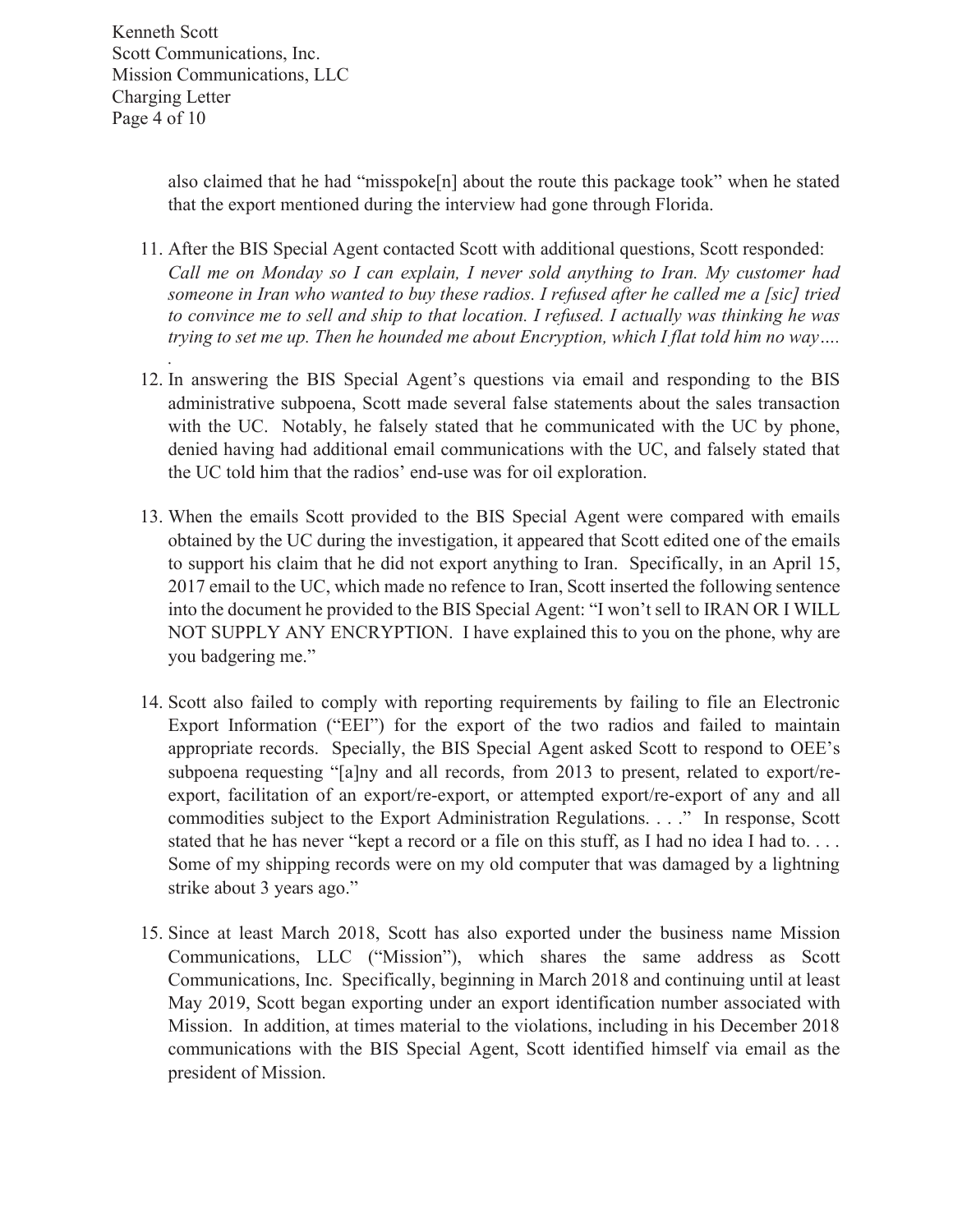also claimed that he had "misspoke[n] about the route this package took" when he stated that the export mentioned during the interview had gone through Florida.

11. After the BIS Special Agent contacted Scott with additional questions, Scott responded: *Call me on Monday so I can explain, I never sold anything to Iran. My customer had someone in Iran who wanted to buy these radios. I refused after he called me a [sic] tried to convince me to sell and ship to that location. I refused. I actually was thinking he was trying to set me up. Then he hounded me about Encryption, which I flat told him no way….*
.

12. In answering the BIS Special Agent's questions via email and responding to the BIS administrative subpoena, Scott made several false statements about the sales transaction with the UC. Notably, he falsely stated that he communicated with the UC by phone, denied having had additional email communications with the UC, and falsely stated that the UC told him that the radios' end-use was for oil exploration.

13. When the emails Scott provided to the BIS Special Agent were compared with emails obtained by the UC during the investigation, it appeared that Scott edited one of the emails to support his claim that he did not export anything to Iran. Specifically, in an April 15, 2017 email to the UC, which made no refence to Iran, Scott inserted the following sentence into the document he provided to the BIS Special Agent: "I won't sell to IRAN OR I WILL NOT SUPPLY ANY ENCRYPTION. I have explained this to you on the phone, why are you badgering me."

14. Scott also failed to comply with reporting requirements by failing to file an Electronic Export Information ("EEI") for the export of the two radios and failed to maintain appropriate records. Specially, the BIS Special Agent asked Scott to respond to OEE's subpoena requesting "[a]ny and all records, from 2013 to present, related to export/re-export, facilitation of an export/re-export, or attempted export/re-export of any and all commodities subject to the Export Administration Regulations. . . ." In response, Scott stated that he has never "kept a record or a file on this stuff, as I had no idea I had to. . . . Some of my shipping records were on my old computer that was damaged by a lightning strike about 3 years ago."

15. Since at least March 2018, Scott has also exported under the business name Mission Communications, LLC ("Mission"), which shares the same address as Scott Communications, Inc. Specifically, beginning in March 2018 and continuing until at least May 2019, Scott began exporting under an export identification number associated with Mission. In addition, at times material to the violations, including in his December 2018 communications with the BIS Special Agent, Scott identified himself via email as the president of Mission.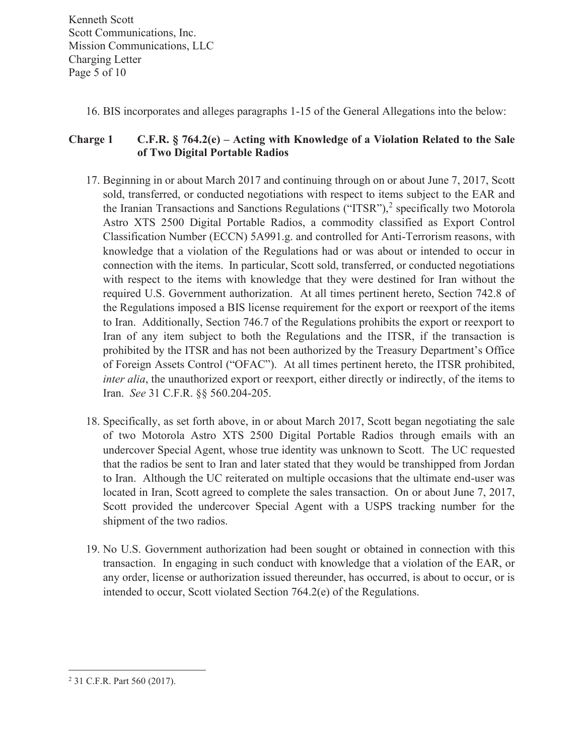16. BIS incorporates and alleges paragraphs 1-15 of the General Allegations into the below:

**Charge 1 C.F.R. § 764.2(e) – Acting with Knowledge of a Violation Related to the Sale of Two Digital Portable Radios**

17. Beginning in or about March 2017 and continuing through on or about June 7, 2017, Scott sold, transferred, or conducted negotiations with respect to items subject to the EAR and the Iranian Transactions and Sanctions Regulations ("ITSR"),[2] specifically two Motorola Astro XTS 2500 Digital Portable Radios, a commodity classified as Export Control Classification Number (ECCN) 5A991.g. and controlled for Anti-Terrorism reasons, with knowledge that a violation of the Regulations had or was about or intended to occur in connection with the items. In particular, Scott sold, transferred, or conducted negotiations with respect to the items with knowledge that they were destined for Iran without the required U.S. Government authorization. At all times pertinent hereto, Section 742.8 of the Regulations imposed a BIS license requirement for the export or reexport of the items to Iran. Additionally, Section 746.7 of the Regulations prohibits the export or reexport to Iran of any item subject to both the Regulations and the ITSR, if the transaction is prohibited by the ITSR and has not been authorized by the Treasury Department's Office of Foreign Assets Control ("OFAC"). At all times pertinent hereto, the ITSR prohibited, *inter alia*, the unauthorized export or reexport, either directly or indirectly, of the items to Iran. *See* 31 C.F.R. §§ 560.204-205.

18. Specifically, as set forth above, in or about March 2017, Scott began negotiating the sale of two Motorola Astro XTS 2500 Digital Portable Radios through emails with an undercover Special Agent, whose true identity was unknown to Scott. The UC requested that the radios be sent to Iran and later stated that they would be transhipped from Jordan to Iran. Although the UC reiterated on multiple occasions that the ultimate end-user was located in Iran, Scott agreed to complete the sales transaction. On or about June 7, 2017, Scott provided the undercover Special Agent with a USPS tracking number for the shipment of the two radios.

19. No U.S. Government authorization had been sought or obtained in connection with this transaction. In engaging in such conduct with knowledge that a violation of the EAR, or any order, license or authorization issued thereunder, has occurred, is about to occur, or is intended to occur, Scott violated Section 764.2(e) of the Regulations.

[2] 31 C.F.R. Part 560 (2017).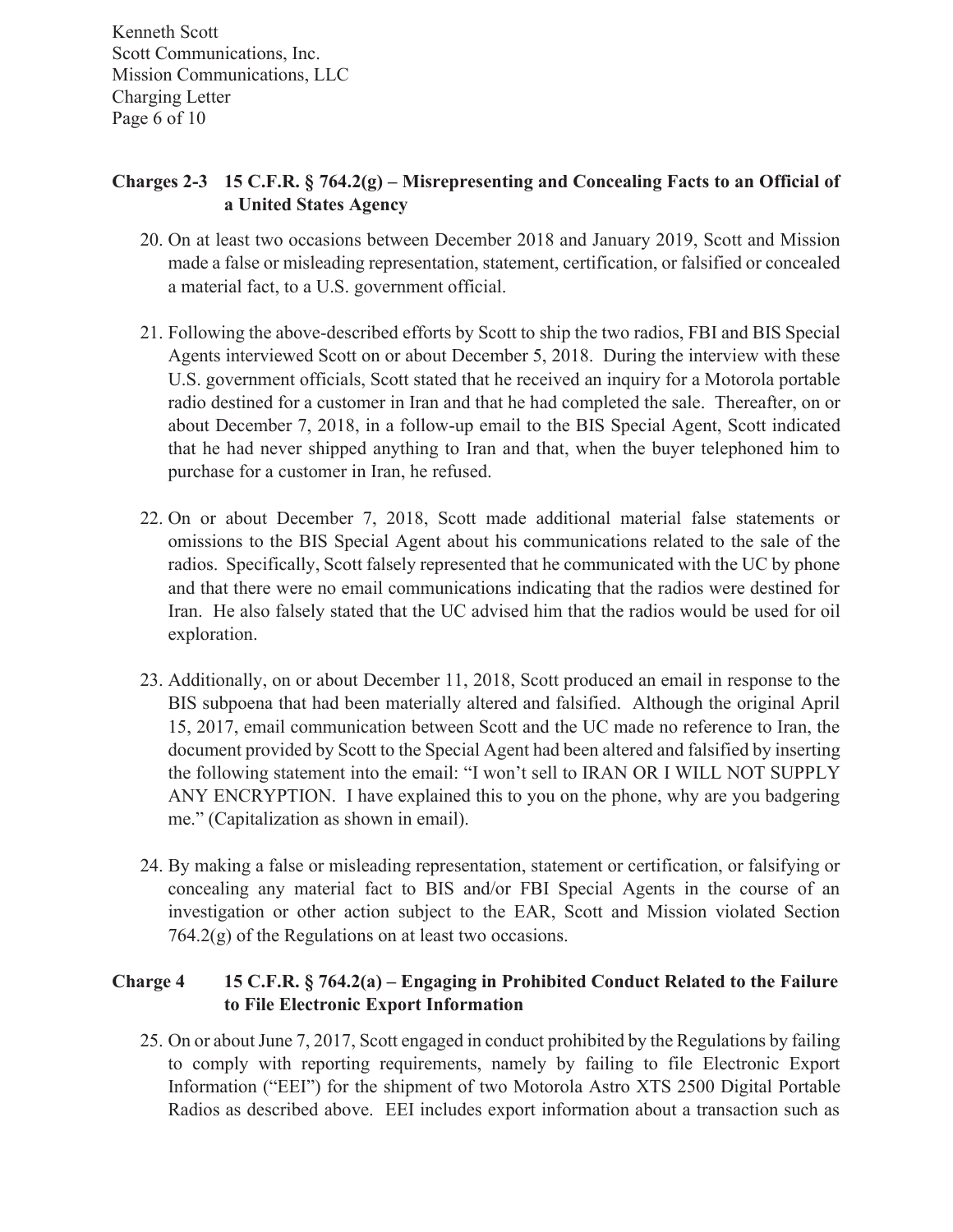### Charges 2-3 15 C.F.R. § 764.2(g) – Misrepresenting and Concealing Facts to an Official of a United States Agency

20. On at least two occasions between December 2018 and January 2019, Scott and Mission made a false or misleading representation, statement, certification, or falsified or concealed a material fact, to a U.S. government official.

21. Following the above-described efforts by Scott to ship the two radios, FBI and BIS Special Agents interviewed Scott on or about December 5, 2018. During the interview with these U.S. government officials, Scott stated that he received an inquiry for a Motorola portable radio destined for a customer in Iran and that he had completed the sale. Thereafter, on or about December 7, 2018, in a follow-up email to the BIS Special Agent, Scott indicated that he had never shipped anything to Iran and that, when the buyer telephoned him to purchase for a customer in Iran, he refused.

22. On or about December 7, 2018, Scott made additional material false statements or omissions to the BIS Special Agent about his communications related to the sale of the radios. Specifically, Scott falsely represented that he communicated with the UC by phone and that there were no email communications indicating that the radios were destined for Iran. He also falsely stated that the UC advised him that the radios would be used for oil exploration.

23. Additionally, on or about December 11, 2018, Scott produced an email in response to the BIS subpoena that had been materially altered and falsified. Although the original April 15, 2017, email communication between Scott and the UC made no reference to Iran, the document provided by Scott to the Special Agent had been altered and falsified by inserting the following statement into the email: "I won't sell to IRAN OR I WILL NOT SUPPLY ANY ENCRYPTION. I have explained this to you on the phone, why are you badgering me." (Capitalization as shown in email).

24. By making a false or misleading representation, statement or certification, or falsifying or concealing any material fact to BIS and/or FBI Special Agents in the course of an investigation or other action subject to the EAR, Scott and Mission violated Section 764.2(g) of the Regulations on at least two occasions.

### Charge 4 15 C.F.R. § 764.2(a) – Engaging in Prohibited Conduct Related to the Failure to File Electronic Export Information

25. On or about June 7, 2017, Scott engaged in conduct prohibited by the Regulations by failing to comply with reporting requirements, namely by failing to file Electronic Export Information ("EEI") for the shipment of two Motorola Astro XTS 2500 Digital Portable Radios as described above. EEI includes export information about a transaction such as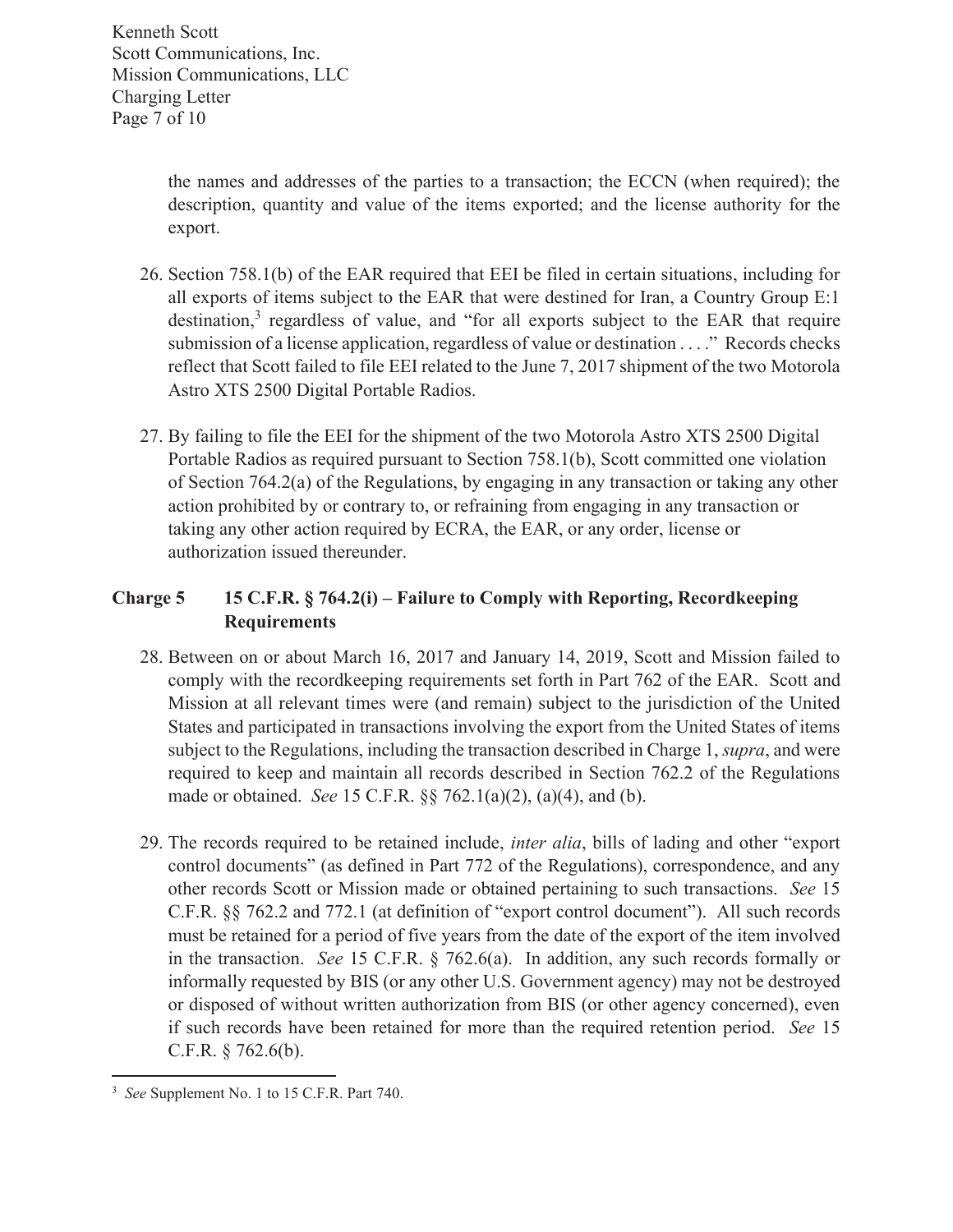the names and addresses of the parties to a transaction; the ECCN (when required); the description, quantity and value of the items exported; and the license authority for the export.

26. Section 758.1(b) of the EAR required that EEI be filed in certain situations, including for all exports of items subject to the EAR that were destined for Iran, a Country Group E:1 destination,[3] regardless of value, and "for all exports subject to the EAR that require submission of a license application, regardless of value or destination . . . ." Records checks reflect that Scott failed to file EEI related to the June 7, 2017 shipment of the two Motorola Astro XTS 2500 Digital Portable Radios.

27. By failing to file the EEI for the shipment of the two Motorola Astro XTS 2500 Digital Portable Radios as required pursuant to Section 758.1(b), Scott committed one violation of Section 764.2(a) of the Regulations, by engaging in any transaction or taking any other action prohibited by or contrary to, or refraining from engaging in any transaction or taking any other action required by ECRA, the EAR, or any order, license or authorization issued thereunder.

### Charge 5 15 C.F.R. § 764.2(i) – Failure to Comply with Reporting, Recordkeeping Requirements

28. Between on or about March 16, 2017 and January 14, 2019, Scott and Mission failed to comply with the recordkeeping requirements set forth in Part 762 of the EAR. Scott and Mission at all relevant times were (and remain) subject to the jurisdiction of the United States and participated in transactions involving the export from the United States of items subject to the Regulations, including the transaction described in Charge 1, *supra*, and were required to keep and maintain all records described in Section 762.2 of the Regulations made or obtained. *See* 15 C.F.R. §§ 762.1(a)(2), (a)(4), and (b).

29. The records required to be retained include, *inter alia*, bills of lading and other "export control documents" (as defined in Part 772 of the Regulations), correspondence, and any other records Scott or Mission made or obtained pertaining to such transactions. *See* 15 C.F.R. §§ 762.2 and 772.1 (at definition of "export control document"). All such records must be retained for a period of five years from the date of the export of the item involved in the transaction. *See* 15 C.F.R. § 762.6(a). In addition, any such records formally or informally requested by BIS (or any other U.S. Government agency) may not be destroyed or disposed of without written authorization from BIS (or other agency concerned), even if such records have been retained for more than the required retention period. *See* 15 C.F.R. § 762.6(b).

---

[3] *See* Supplement No. 1 to 15 C.F.R. Part 740.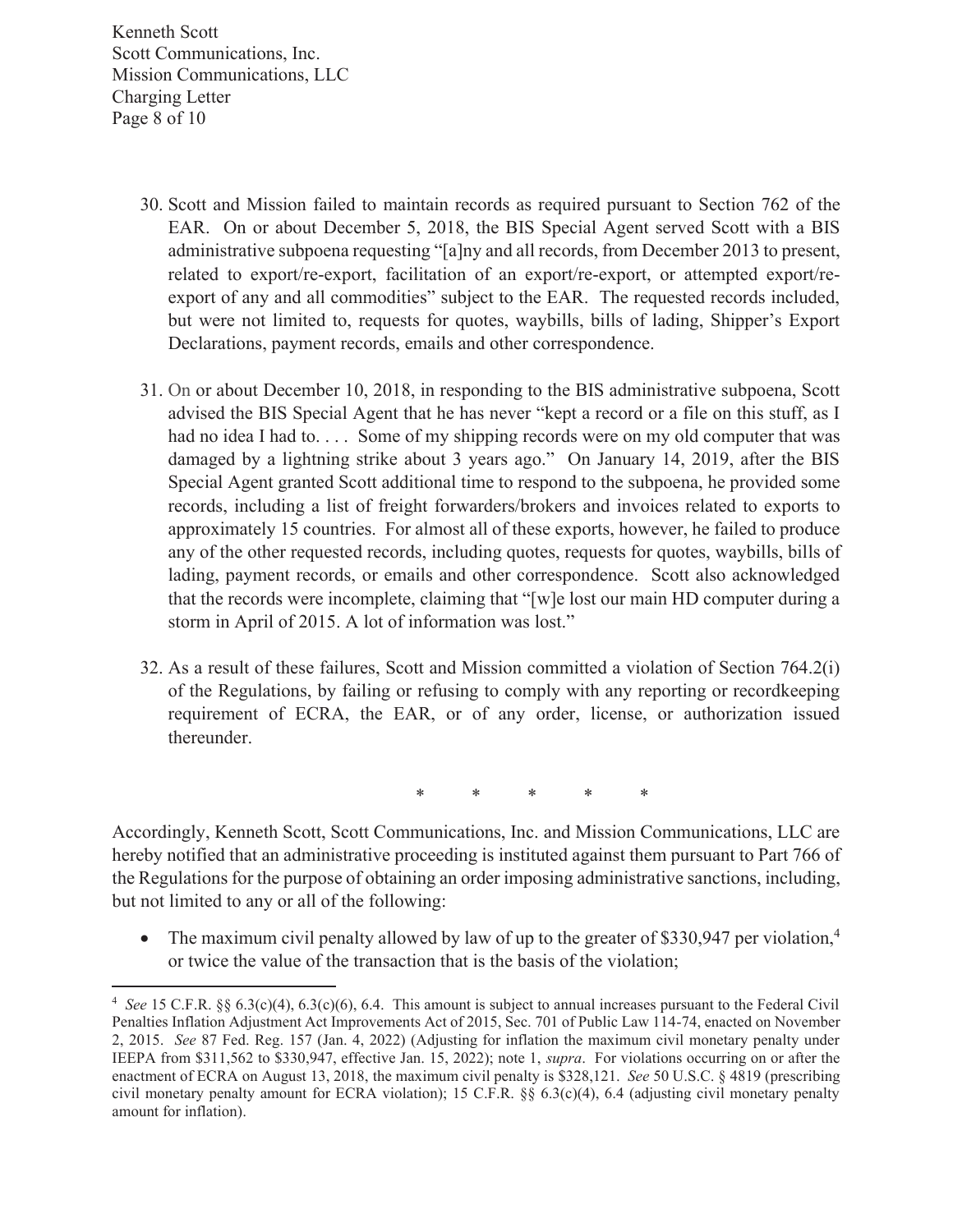30. Scott and Mission failed to maintain records as required pursuant to Section 762 of the EAR. On or about December 5, 2018, the BIS Special Agent served Scott with a BIS administrative subpoena requesting "[a]ny and all records, from December 2013 to present, related to export/re-export, facilitation of an export/re-export, or attempted export/re-export of any and all commodities" subject to the EAR. The requested records included, but were not limited to, requests for quotes, waybills, bills of lading, Shipper's Export Declarations, payment records, emails and other correspondence.

31. On or about December 10, 2018, in responding to the BIS administrative subpoena, Scott advised the BIS Special Agent that he has never "kept a record or a file on this stuff, as I had no idea I had to. . . . Some of my shipping records were on my old computer that was damaged by a lightning strike about 3 years ago." On January 14, 2019, after the BIS Special Agent granted Scott additional time to respond to the subpoena, he provided some records, including a list of freight forwarders/brokers and invoices related to exports to approximately 15 countries. For almost all of these exports, however, he failed to produce any of the other requested records, including quotes, requests for quotes, waybills, bills of lading, payment records, or emails and other correspondence. Scott also acknowledged that the records were incomplete, claiming that "[w]e lost our main HD computer during a storm in April of 2015. A lot of information was lost."

32. As a result of these failures, Scott and Mission committed a violation of Section 764.2(i) of the Regulations, by failing or refusing to comply with any reporting or recordkeeping requirement of ECRA, the EAR, or of any order, license, or authorization issued thereunder.

\* \* \* \* \*

Accordingly, Kenneth Scott, Scott Communications, Inc. and Mission Communications, LLC are hereby notified that an administrative proceeding is instituted against them pursuant to Part 766 of the Regulations for the purpose of obtaining an order imposing administrative sanctions, including, but not limited to any or all of the following:

- The maximum civil penalty allowed by law of up to the greater of \$330,947 per violation,[4] or twice the value of the transaction that is the basis of the violation;

---

[4] *See* 15 C.F.R. §§ 6.3(c)(4), 6.3(c)(6), 6.4. This amount is subject to annual increases pursuant to the Federal Civil Penalties Inflation Adjustment Act Improvements Act of 2015, Sec. 701 of Public Law 114-74, enacted on November 2, 2015. *See* 87 Fed. Reg. 157 (Jan. 4, 2022) (Adjusting for inflation the maximum civil monetary penalty under IEEPA from \$311,562 to \$330,947, effective Jan. 15, 2022); note 1, *supra*. For violations occurring on or after the enactment of ECRA on August 13, 2018, the maximum civil penalty is \$328,121. *See* 50 U.S.C. § 4819 (prescribing civil monetary penalty amount for ECRA violation); 15 C.F.R. §§ 6.3(c)(4), 6.4 (adjusting civil monetary penalty amount for inflation).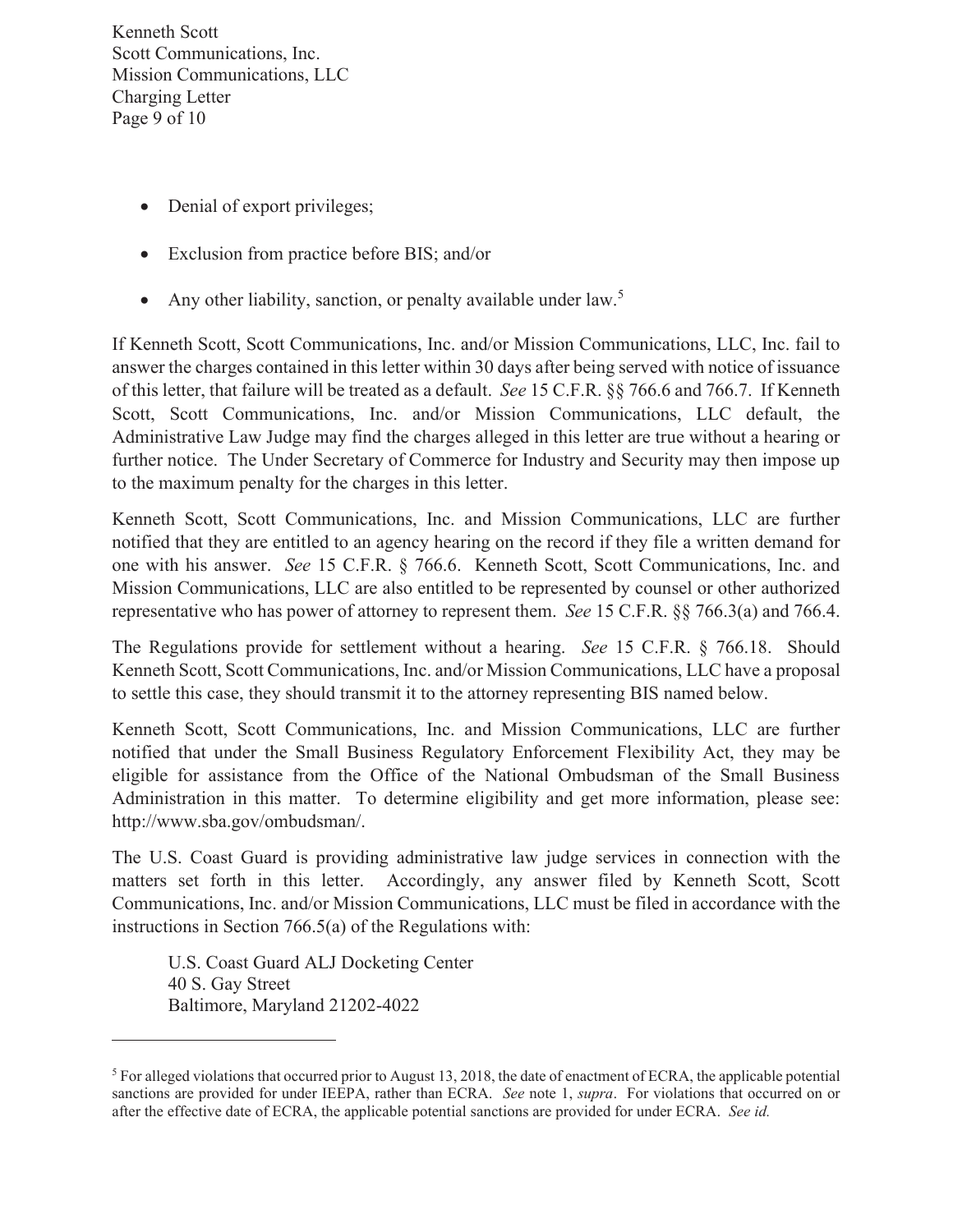- Denial of export privileges;
- Exclusion from practice before BIS; and/or
- Any other liability, sanction, or penalty available under law.[5]

If Kenneth Scott, Scott Communications, Inc. and/or Mission Communications, LLC, Inc. fail to answer the charges contained in this letter within 30 days after being served with notice of issuance of this letter, that failure will be treated as a default. *See* 15 C.F.R. §§ 766.6 and 766.7. If Kenneth Scott, Scott Communications, Inc. and/or Mission Communications, LLC default, the Administrative Law Judge may find the charges alleged in this letter are true without a hearing or further notice. The Under Secretary of Commerce for Industry and Security may then impose up to the maximum penalty for the charges in this letter.

Kenneth Scott, Scott Communications, Inc. and Mission Communications, LLC are further notified that they are entitled to an agency hearing on the record if they file a written demand for one with his answer. *See* 15 C.F.R. § 766.6. Kenneth Scott, Scott Communications, Inc. and Mission Communications, LLC are also entitled to be represented by counsel or other authorized representative who has power of attorney to represent them. *See* 15 C.F.R. §§ 766.3(a) and 766.4.

The Regulations provide for settlement without a hearing. *See* 15 C.F.R. § 766.18. Should Kenneth Scott, Scott Communications, Inc. and/or Mission Communications, LLC have a proposal to settle this case, they should transmit it to the attorney representing BIS named below.

Kenneth Scott, Scott Communications, Inc. and Mission Communications, LLC are further notified that under the Small Business Regulatory Enforcement Flexibility Act, they may be eligible for assistance from the Office of the National Ombudsman of the Small Business Administration in this matter. To determine eligibility and get more information, please see: http://www.sba.gov/ombudsman/.

The U.S. Coast Guard is providing administrative law judge services in connection with the matters set forth in this letter. Accordingly, any answer filed by Kenneth Scott, Scott Communications, Inc. and/or Mission Communications, LLC must be filed in accordance with the instructions in Section 766.5(a) of the Regulations with:

> U.S. Coast Guard ALJ Docketing Center
> 40 S. Gay Street
> Baltimore, Maryland 21202-4022

---

[5] For alleged violations that occurred prior to August 13, 2018, the date of enactment of ECRA, the applicable potential sanctions are provided for under IEEPA, rather than ECRA. *See* note 1, *supra*. For violations that occurred on or after the effective date of ECRA, the applicable potential sanctions are provided for under ECRA. *See id.*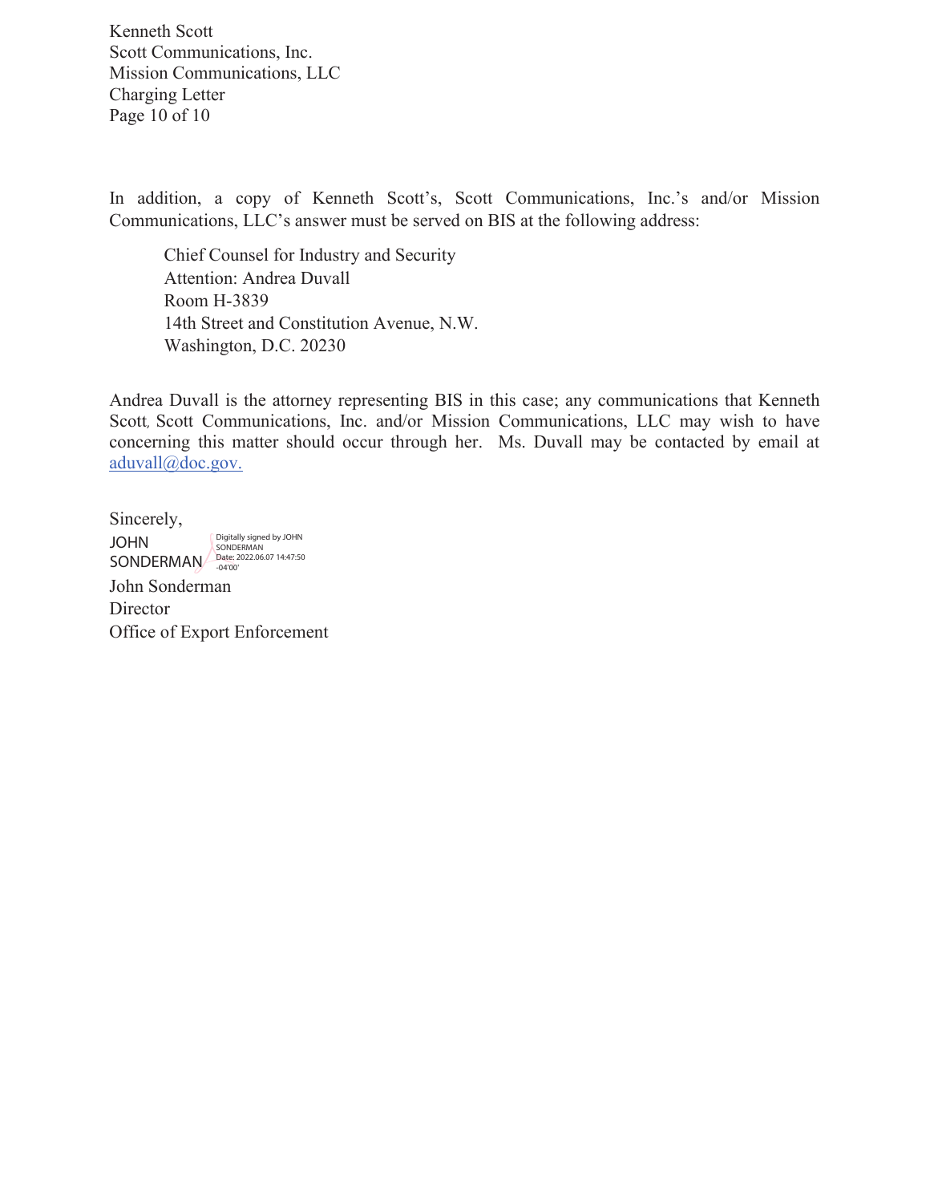In addition, a copy of Kenneth Scott's, Scott Communications, Inc.'s and/or Mission Communications, LLC's answer must be served on BIS at the following address:

Chief Counsel for Industry and Security
Attention: Andrea Duvall
Room H-3839
14th Street and Constitution Avenue, N.W.
Washington, D.C. 20230

Andrea Duvall is the attorney representing BIS in this case; any communications that Kenneth Scott, Scott Communications, Inc. and/or Mission Communications, LLC may wish to have concerning this matter should occur through her. Ms. Duvall may be contacted by email at aduvall@doc.gov.

Sincerely,

JOHN SONDERMAN
Digitally signed by JOHN SONDERMAN
Date: 2022.06.07 14:47:50 -04'00'

John Sonderman
Director
Office of Export Enforcement